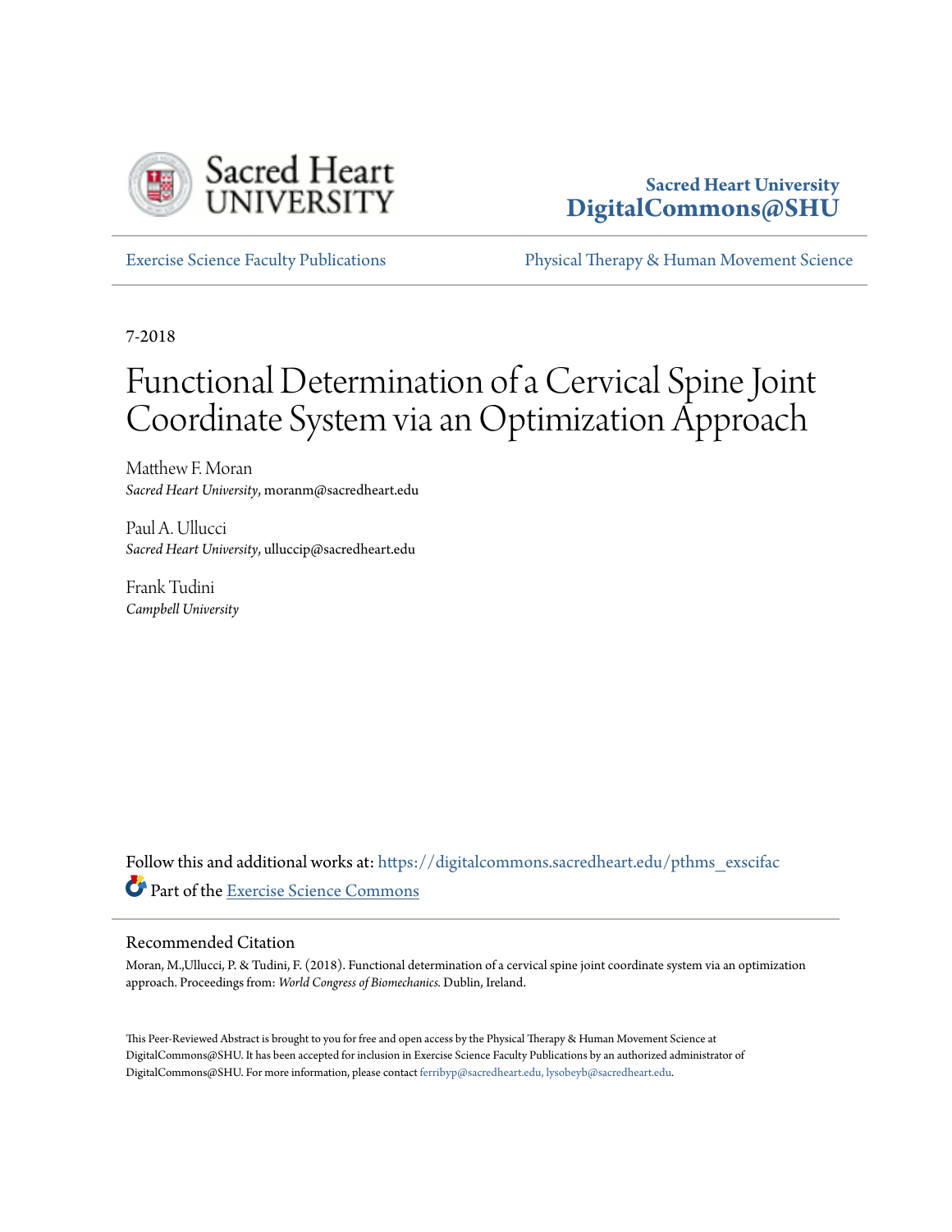Sacred Heart University
**DigitalCommons@SHU**

Exercise Science Faculty Publications

Physical Therapy & Human Movement Science

7-2018

# Functional Determination of a Cervical Spine Joint Coordinate System via an Optimization Approach

Matthew F. Moran
*Sacred Heart University*, moranm@sacredheart.edu

Paul A. Ullucci
*Sacred Heart University*, ulluccip@sacredheart.edu

Frank Tudini
*Campbell University*

Follow this and additional works at: https://digitalcommons.sacredheart.edu/pthms_exscifac

Part of the Exercise Science Commons

## Recommended Citation

Moran, M.,Ullucci, P. & Tudini, F. (2018). Functional determination of a cervical spine joint coordinate system via an optimization approach. Proceedings from: *World Congress of Biomechanics.* Dublin, Ireland.

This Peer-Reviewed Abstract is brought to you for free and open access by the Physical Therapy & Human Movement Science at DigitalCommons@SHU. It has been accepted for inclusion in Exercise Science Faculty Publications by an authorized administrator of DigitalCommons@SHU. For more information, please contact ferribyp@sacredheart.edu, lysobeyb@sacredheart.edu.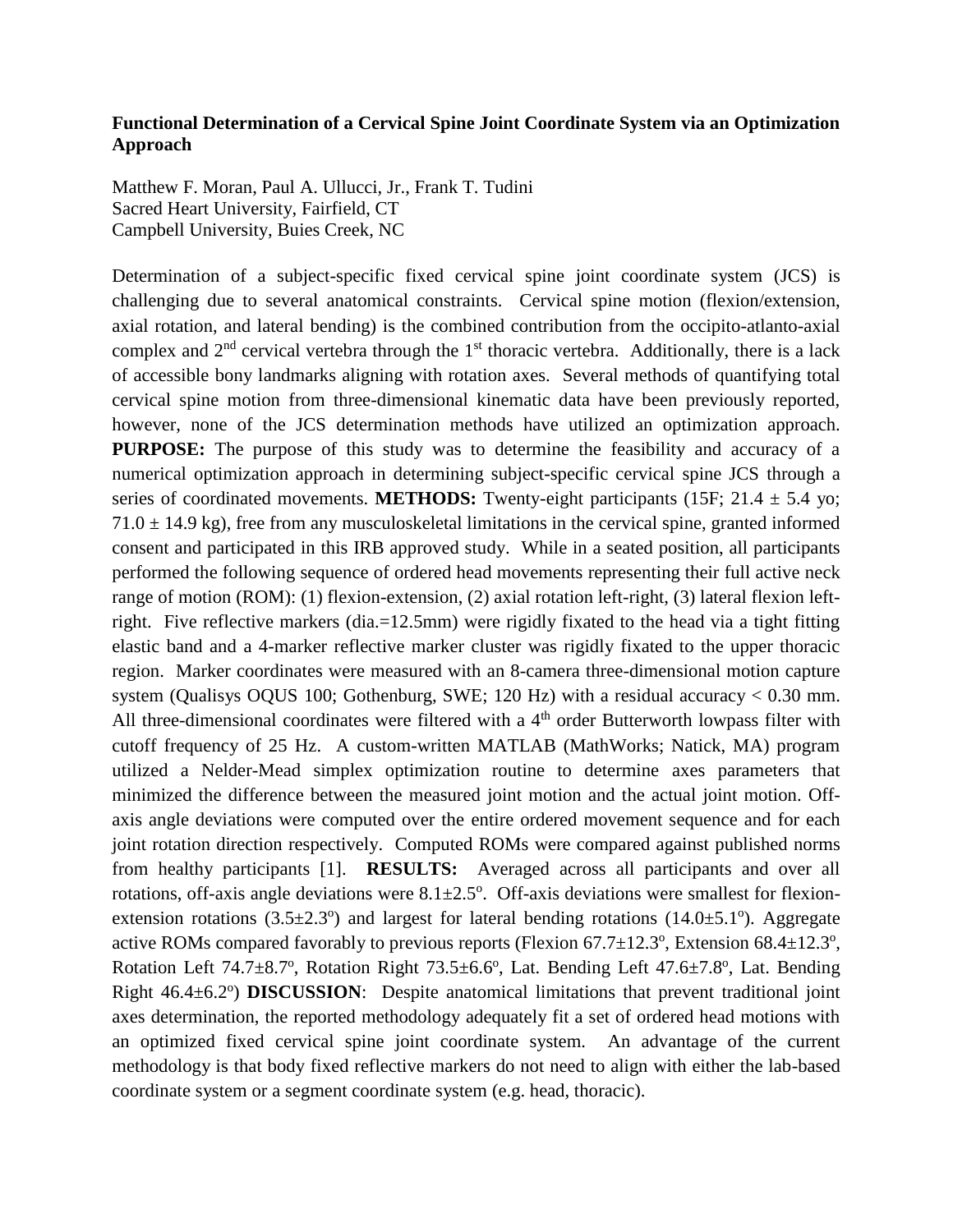**Functional Determination of a Cervical Spine Joint Coordinate System via an Optimization Approach**

Matthew F. Moran, Paul A. Ullucci, Jr., Frank T. Tudini
Sacred Heart University, Fairfield, CT
Campbell University, Buies Creek, NC

Determination of a subject-specific fixed cervical spine joint coordinate system (JCS) is challenging due to several anatomical constraints. Cervical spine motion (flexion/extension, axial rotation, and lateral bending) is the combined contribution from the occipito-atlanto-axial complex and 2nd cervical vertebra through the 1st thoracic vertebra. Additionally, there is a lack of accessible bony landmarks aligning with rotation axes. Several methods of quantifying total cervical spine motion from three-dimensional kinematic data have been previously reported, however, none of the JCS determination methods have utilized an optimization approach. **PURPOSE:** The purpose of this study was to determine the feasibility and accuracy of a numerical optimization approach in determining subject-specific cervical spine JCS through a series of coordinated movements. **METHODS:** Twenty-eight participants (15F; 21.4 ± 5.4 yo; 71.0 ± 14.9 kg), free from any musculoskeletal limitations in the cervical spine, granted informed consent and participated in this IRB approved study. While in a seated position, all participants performed the following sequence of ordered head movements representing their full active neck range of motion (ROM): (1) flexion-extension, (2) axial rotation left-right, (3) lateral flexion left-right. Five reflective markers (dia.=12.5mm) were rigidly fixated to the head via a tight fitting elastic band and a 4-marker reflective marker cluster was rigidly fixated to the upper thoracic region. Marker coordinates were measured with an 8-camera three-dimensional motion capture system (Qualisys OQUS 100; Gothenburg, SWE; 120 Hz) with a residual accuracy < 0.30 mm. All three-dimensional coordinates were filtered with a 4th order Butterworth lowpass filter with cutoff frequency of 25 Hz. A custom-written MATLAB (MathWorks; Natick, MA) program utilized a Nelder-Mead simplex optimization routine to determine axes parameters that minimized the difference between the measured joint motion and the actual joint motion. Off-axis angle deviations were computed over the entire ordered movement sequence and for each joint rotation direction respectively. Computed ROMs were compared against published norms from healthy participants [1]. **RESULTS:** Averaged across all participants and over all rotations, off-axis angle deviations were 8.1±2.5°. Off-axis deviations were smallest for flexion-extension rotations (3.5±2.3°) and largest for lateral bending rotations (14.0±5.1°). Aggregate active ROMs compared favorably to previous reports (Flexion 67.7±12.3°, Extension 68.4±12.3°, Rotation Left 74.7±8.7°, Rotation Right 73.5±6.6°, Lat. Bending Left 47.6±7.8°, Lat. Bending Right 46.4±6.2°) **DISCUSSION**: Despite anatomical limitations that prevent traditional joint axes determination, the reported methodology adequately fit a set of ordered head motions with an optimized fixed cervical spine joint coordinate system. An advantage of the current methodology is that body fixed reflective markers do not need to align with either the lab-based coordinate system or a segment coordinate system (e.g. head, thoracic).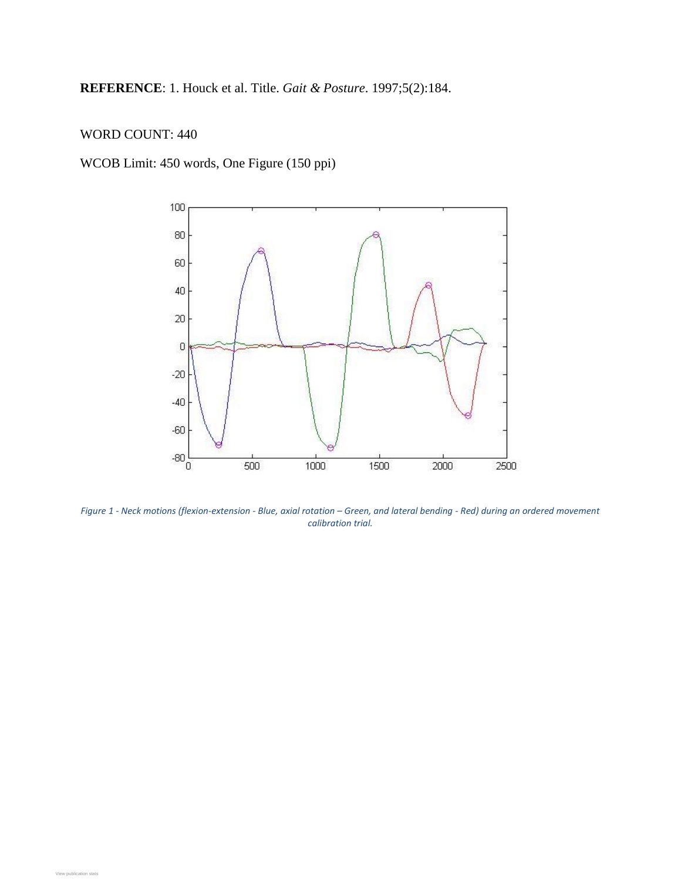**REFERENCE**: 1. Houck et al. Title. *Gait & Posture*. 1997;5(2):184.

WORD COUNT: 440

WCOB Limit: 450 words, One Figure (150 ppi)

100
80
60
40
20
0
-20
-40
-60
-80
0
500
1000
1500
2000
2500

*Figure 1 - Neck motions (flexion-extension - Blue, axial rotation – Green, and lateral bending - Red) during an ordered movement calibration trial.*